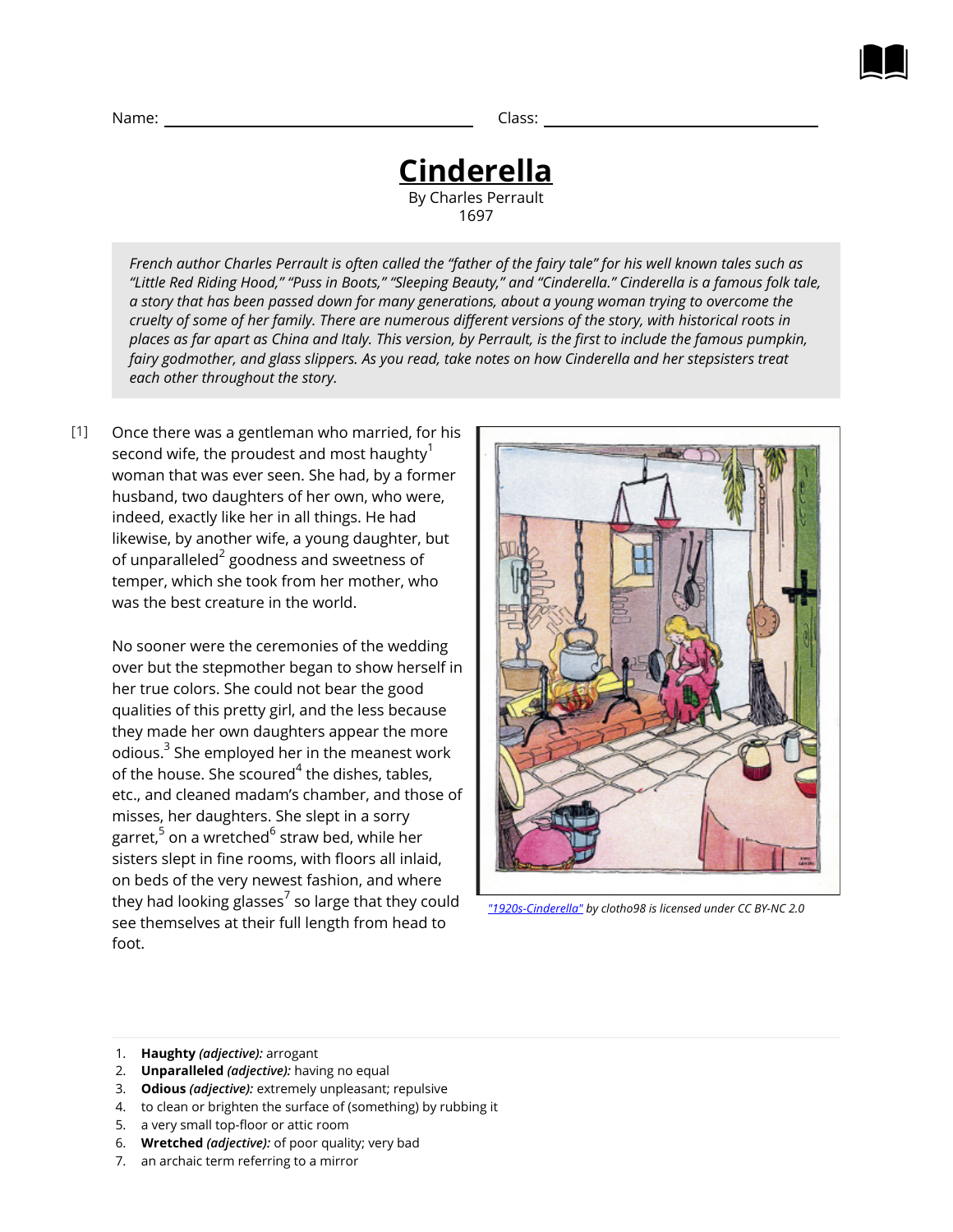Name: ______________________ Class: ______________________

# Cinderella

By Charles Perrault
1697

*French author Charles Perrault is often called the "father of the fairy tale" for his well known tales such as "Little Red Riding Hood," "Puss in Boots," "Sleeping Beauty," and "Cinderella." Cinderella is a famous folk tale, a story that has been passed down for many generations, about a young woman trying to overcome the cruelty of some of her family. There are numerous different versions of the story, with historical roots in places as far apart as China and Italy. This version, by Perrault, is the first to include the famous pumpkin, fairy godmother, and glass slippers. As you read, take notes on how Cinderella and her stepsisters treat each other throughout the story.*

[1] Once there was a gentleman who married, for his second wife, the proudest and most haughty[1] woman that was ever seen. She had, by a former husband, two daughters of her own, who were, indeed, exactly like her in all things. He had likewise, by another wife, a young daughter, but of unparalleled[2] goodness and sweetness of temper, which she took from her mother, who was the best creature in the world.

No sooner were the ceremonies of the wedding over but the stepmother began to show herself in her true colors. She could not bear the good qualities of this pretty girl, and the less because they made her own daughters appear the more odious.[3] She employed her in the meanest work of the house. She scoured[4] the dishes, tables, etc., and cleaned madam's chamber, and those of misses, her daughters. She slept in a sorry garret,[5] on a wretched[6] straw bed, while her sisters slept in fine rooms, with floors all inlaid, on beds of the very newest fashion, and where they had looking glasses[7] so large that they could see themselves at their full length from head to foot.

"1920s-Cinderella" by clotho98 is licensed under CC BY-NC 2.0

1. **Haughty** *(adjective):* arrogant
2. **Unparalleled** *(adjective):* having no equal
3. **Odious** *(adjective):* extremely unpleasant; repulsive
4. to clean or brighten the surface of (something) by rubbing it
5. a very small top-floor or attic room
6. **Wretched** *(adjective):* of poor quality; very bad
7. an archaic term referring to a mirror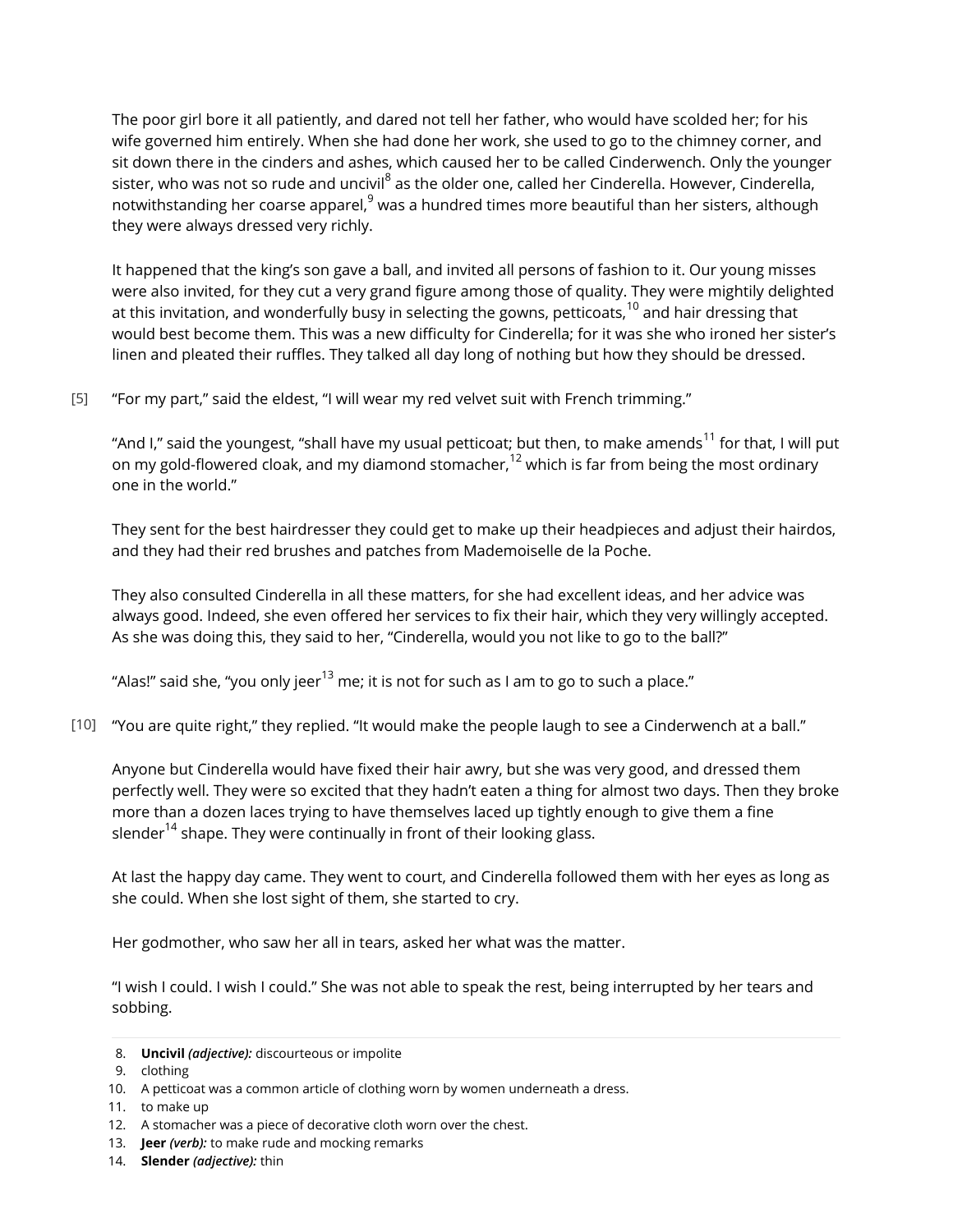The poor girl bore it all patiently, and dared not tell her father, who would have scolded her; for his wife governed him entirely. When she had done her work, she used to go to the chimney corner, and sit down there in the cinders and ashes, which caused her to be called Cinderwench. Only the younger sister, who was not so rude and uncivil[8] as the older one, called her Cinderella. However, Cinderella, notwithstanding her coarse apparel,[9] was a hundred times more beautiful than her sisters, although they were always dressed very richly.

It happened that the king's son gave a ball, and invited all persons of fashion to it. Our young misses were also invited, for they cut a very grand figure among those of quality. They were mightily delighted at this invitation, and wonderfully busy in selecting the gowns, petticoats,[10] and hair dressing that would best become them. This was a new difficulty for Cinderella; for it was she who ironed her sister's linen and pleated their ruffles. They talked all day long of nothing but how they should be dressed.

[5] "For my part," said the eldest, "I will wear my red velvet suit with French trimming."

"And I," said the youngest, "shall have my usual petticoat; but then, to make amends[11] for that, I will put on my gold-flowered cloak, and my diamond stomacher,[12] which is far from being the most ordinary one in the world."

They sent for the best hairdresser they could get to make up their headpieces and adjust their hairdos, and they had their red brushes and patches from Mademoiselle de la Poche.

They also consulted Cinderella in all these matters, for she had excellent ideas, and her advice was always good. Indeed, she even offered her services to fix their hair, which they very willingly accepted. As she was doing this, they said to her, "Cinderella, would you not like to go to the ball?"

"Alas!" said she, "you only jeer[13] me; it is not for such as I am to go to such a place."

[10] "You are quite right," they replied. "It would make the people laugh to see a Cinderwench at a ball."

Anyone but Cinderella would have fixed their hair awry, but she was very good, and dressed them perfectly well. They were so excited that they hadn't eaten a thing for almost two days. Then they broke more than a dozen laces trying to have themselves laced up tightly enough to give them a fine slender[14] shape. They were continually in front of their looking glass.

At last the happy day came. They went to court, and Cinderella followed them with her eyes as long as she could. When she lost sight of them, she started to cry.

Her godmother, who saw her all in tears, asked her what was the matter.

"I wish I could. I wish I could." She was not able to speak the rest, being interrupted by her tears and sobbing.

---

8. **Uncivil** *(adjective):* discourteous or impolite
9. clothing
10. A petticoat was a common article of clothing worn by women underneath a dress.
11. to make up
12. A stomacher was a piece of decorative cloth worn over the chest.
13. **Jeer** *(verb):* to make rude and mocking remarks
14. **Slender** *(adjective):* thin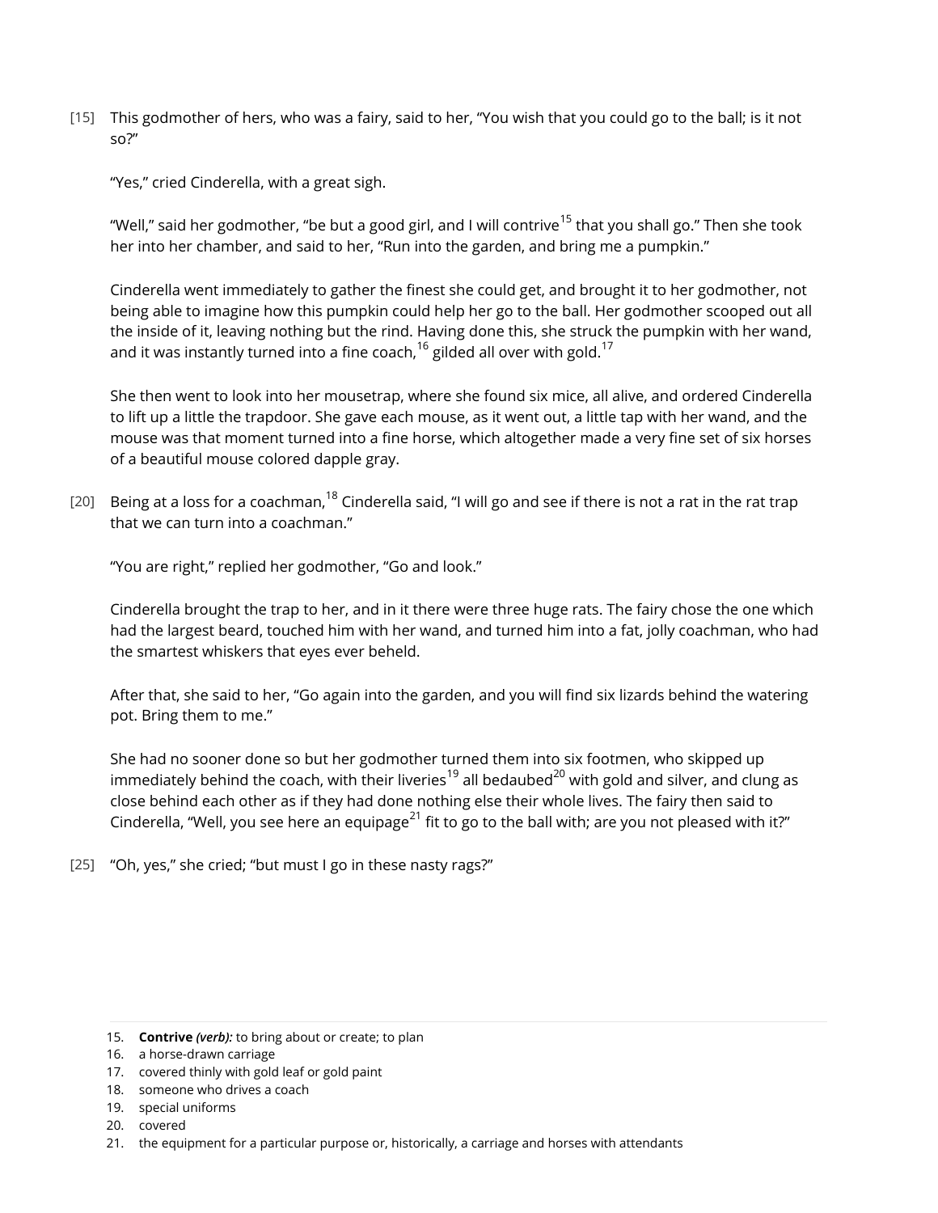[15] This godmother of hers, who was a fairy, said to her, "You wish that you could go to the ball; is it not so?"

"Yes," cried Cinderella, with a great sigh.

"Well," said her godmother, "be but a good girl, and I will contrive[15] that you shall go." Then she took her into her chamber, and said to her, "Run into the garden, and bring me a pumpkin."

Cinderella went immediately to gather the finest she could get, and brought it to her godmother, not being able to imagine how this pumpkin could help her go to the ball. Her godmother scooped out all the inside of it, leaving nothing but the rind. Having done this, she struck the pumpkin with her wand, and it was instantly turned into a fine coach,[16] gilded all over with gold.[17]

She then went to look into her mousetrap, where she found six mice, all alive, and ordered Cinderella to lift up a little the trapdoor. She gave each mouse, as it went out, a little tap with her wand, and the mouse was that moment turned into a fine horse, which altogether made a very fine set of six horses of a beautiful mouse colored dapple gray.

[20] Being at a loss for a coachman,[18] Cinderella said, "I will go and see if there is not a rat in the rat trap that we can turn into a coachman."

"You are right," replied her godmother, "Go and look."

Cinderella brought the trap to her, and in it there were three huge rats. The fairy chose the one which had the largest beard, touched him with her wand, and turned him into a fat, jolly coachman, who had the smartest whiskers that eyes ever beheld.

After that, she said to her, "Go again into the garden, and you will find six lizards behind the watering pot. Bring them to me."

She had no sooner done so but her godmother turned them into six footmen, who skipped up immediately behind the coach, with their liveries[19] all bedaubed[20] with gold and silver, and clung as close behind each other as if they had done nothing else their whole lives. The fairy then said to Cinderella, "Well, you see here an equipage[21] fit to go to the ball with; are you not pleased with it?"

[25] "Oh, yes," she cried; "but must I go in these nasty rags?"

---

15. **Contrive** ***(verb):*** to bring about or create; to plan
16. a horse-drawn carriage
17. covered thinly with gold leaf or gold paint
18. someone who drives a coach
19. special uniforms
20. covered
21. the equipment for a particular purpose or, historically, a carriage and horses with attendants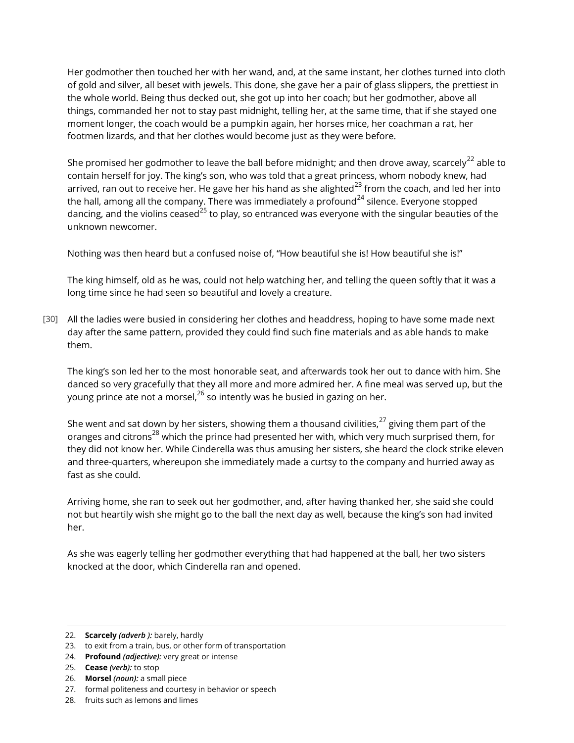Her godmother then touched her with her wand, and, at the same instant, her clothes turned into cloth of gold and silver, all beset with jewels. This done, she gave her a pair of glass slippers, the prettiest in the whole world. Being thus decked out, she got up into her coach; but her godmother, above all things, commanded her not to stay past midnight, telling her, at the same time, that if she stayed one moment longer, the coach would be a pumpkin again, her horses mice, her coachman a rat, her footmen lizards, and that her clothes would become just as they were before.

She promised her godmother to leave the ball before midnight; and then drove away, scarcely[22] able to contain herself for joy. The king's son, who was told that a great princess, whom nobody knew, had arrived, ran out to receive her. He gave her his hand as she alighted[23] from the coach, and led her into the hall, among all the company. There was immediately a profound[24] silence. Everyone stopped dancing, and the violins ceased[25] to play, so entranced was everyone with the singular beauties of the unknown newcomer.

Nothing was then heard but a confused noise of, "How beautiful she is! How beautiful she is!"

The king himself, old as he was, could not help watching her, and telling the queen softly that it was a long time since he had seen so beautiful and lovely a creature.

[30] All the ladies were busied in considering her clothes and headdress, hoping to have some made next day after the same pattern, provided they could find such fine materials and as able hands to make them.

The king's son led her to the most honorable seat, and afterwards took her out to dance with him. She danced so very gracefully that they all more and more admired her. A fine meal was served up, but the young prince ate not a morsel,[26] so intently was he busied in gazing on her.

She went and sat down by her sisters, showing them a thousand civilities,[27] giving them part of the oranges and citrons[28] which the prince had presented her with, which very much surprised them, for they did not know her. While Cinderella was thus amusing her sisters, she heard the clock strike eleven and three-quarters, whereupon she immediately made a curtsy to the company and hurried away as fast as she could.

Arriving home, she ran to seek out her godmother, and, after having thanked her, she said she could not but heartily wish she might go to the ball the next day as well, because the king's son had invited her.

As she was eagerly telling her godmother everything that had happened at the ball, her two sisters knocked at the door, which Cinderella ran and opened.

---

22. **Scarcely** *(adverb ):* barely, hardly
23. to exit from a train, bus, or other form of transportation
24. **Profound** *(adjective):* very great or intense
25. **Cease** *(verb):* to stop
26. **Morsel** *(noun):* a small piece
27. formal politeness and courtesy in behavior or speech
28. fruits such as lemons and limes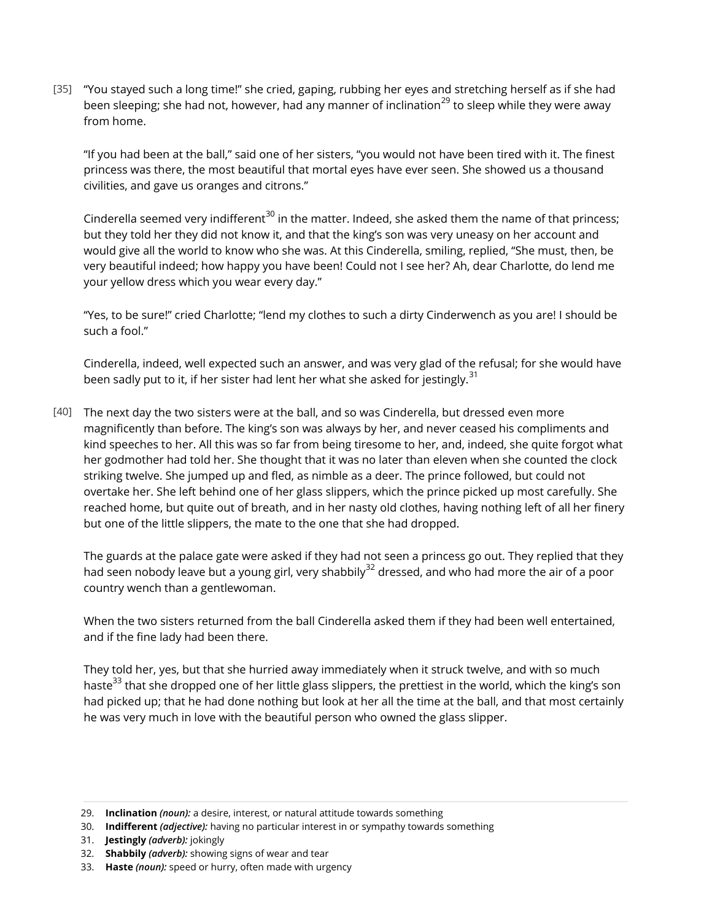[35] "You stayed such a long time!" she cried, gaping, rubbing her eyes and stretching herself as if she had been sleeping; she had not, however, had any manner of inclination[29] to sleep while they were away from home.

"If you had been at the ball," said one of her sisters, "you would not have been tired with it. The finest princess was there, the most beautiful that mortal eyes have ever seen. She showed us a thousand civilities, and gave us oranges and citrons."

Cinderella seemed very indifferent[30] in the matter. Indeed, she asked them the name of that princess; but they told her they did not know it, and that the king's son was very uneasy on her account and would give all the world to know who she was. At this Cinderella, smiling, replied, "She must, then, be very beautiful indeed; how happy you have been! Could not I see her? Ah, dear Charlotte, do lend me your yellow dress which you wear every day."

"Yes, to be sure!" cried Charlotte; "lend my clothes to such a dirty Cinderwench as you are! I should be such a fool."

Cinderella, indeed, well expected such an answer, and was very glad of the refusal; for she would have been sadly put to it, if her sister had lent her what she asked for jestingly.[31]

[40] The next day the two sisters were at the ball, and so was Cinderella, but dressed even more magnificently than before. The king's son was always by her, and never ceased his compliments and kind speeches to her. All this was so far from being tiresome to her, and, indeed, she quite forgot what her godmother had told her. She thought that it was no later than eleven when she counted the clock striking twelve. She jumped up and fled, as nimble as a deer. The prince followed, but could not overtake her. She left behind one of her glass slippers, which the prince picked up most carefully. She reached home, but quite out of breath, and in her nasty old clothes, having nothing left of all her finery but one of the little slippers, the mate to the one that she had dropped.

The guards at the palace gate were asked if they had not seen a princess go out. They replied that they had seen nobody leave but a young girl, very shabbily[32] dressed, and who had more the air of a poor country wench than a gentlewoman.

When the two sisters returned from the ball Cinderella asked them if they had been well entertained, and if the fine lady had been there.

They told her, yes, but that she hurried away immediately when it struck twelve, and with so much haste[33] that she dropped one of her little glass slippers, the prettiest in the world, which the king's son had picked up; that he had done nothing but look at her all the time at the ball, and that most certainly he was very much in love with the beautiful person who owned the glass slipper.

---

29. **Inclination** *(noun):* a desire, interest, or natural attitude towards something
30. **Indifferent** *(adjective):* having no particular interest in or sympathy towards something
31. **Jestingly** *(adverb):* jokingly
32. **Shabbily** *(adverb):* showing signs of wear and tear
33. **Haste** *(noun):* speed or hurry, often made with urgency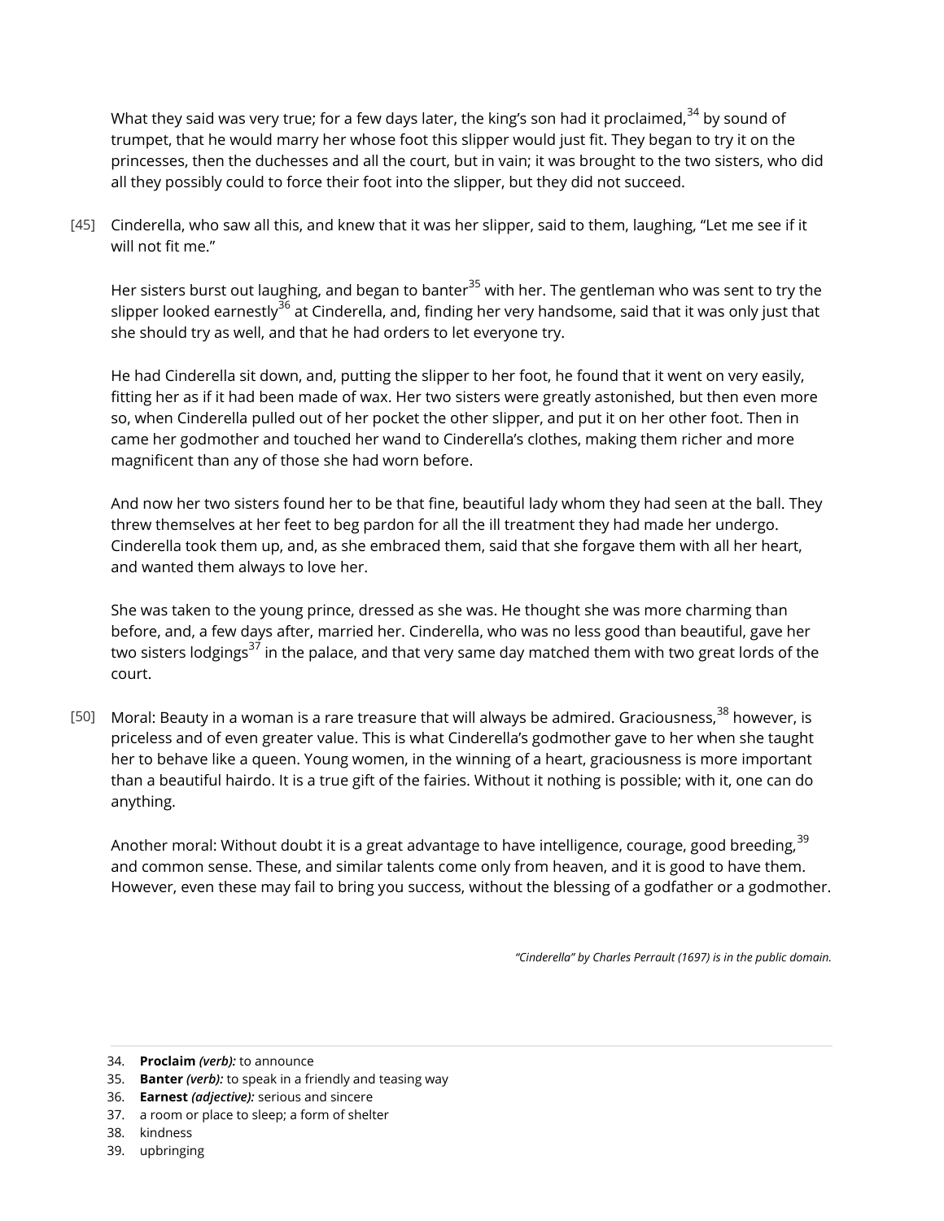What they said was very true; for a few days later, the king's son had it proclaimed,[34] by sound of trumpet, that he would marry her whose foot this slipper would just fit. They began to try it on the princesses, then the duchesses and all the court, but in vain; it was brought to the two sisters, who did all they possibly could to force their foot into the slipper, but they did not succeed.

[45] Cinderella, who saw all this, and knew that it was her slipper, said to them, laughing, "Let me see if it will not fit me."

Her sisters burst out laughing, and began to banter[35] with her. The gentleman who was sent to try the slipper looked earnestly[36] at Cinderella, and, finding her very handsome, said that it was only just that she should try as well, and that he had orders to let everyone try.

He had Cinderella sit down, and, putting the slipper to her foot, he found that it went on very easily, fitting her as if it had been made of wax. Her two sisters were greatly astonished, but then even more so, when Cinderella pulled out of her pocket the other slipper, and put it on her other foot. Then in came her godmother and touched her wand to Cinderella's clothes, making them richer and more magnificent than any of those she had worn before.

And now her two sisters found her to be that fine, beautiful lady whom they had seen at the ball. They threw themselves at her feet to beg pardon for all the ill treatment they had made her undergo. Cinderella took them up, and, as she embraced them, said that she forgave them with all her heart, and wanted them always to love her.

She was taken to the young prince, dressed as she was. He thought she was more charming than before, and, a few days after, married her. Cinderella, who was no less good than beautiful, gave her two sisters lodgings[37] in the palace, and that very same day matched them with two great lords of the court.

[50] Moral: Beauty in a woman is a rare treasure that will always be admired. Graciousness,[38] however, is priceless and of even greater value. This is what Cinderella's godmother gave to her when she taught her to behave like a queen. Young women, in the winning of a heart, graciousness is more important than a beautiful hairdo. It is a true gift of the fairies. Without it nothing is possible; with it, one can do anything.

Another moral: Without doubt it is a great advantage to have intelligence, courage, good breeding,[39] and common sense. These, and similar talents come only from heaven, and it is good to have them. However, even these may fail to bring you success, without the blessing of a godfather or a godmother.

*"Cinderella" by Charles Perrault (1697) is in the public domain.*

---

34. **Proclaim** *(verb):* to announce
35. **Banter** *(verb):* to speak in a friendly and teasing way
36. **Earnest** *(adjective):* serious and sincere
37. a room or place to sleep; a form of shelter
38. kindness
39. upbringing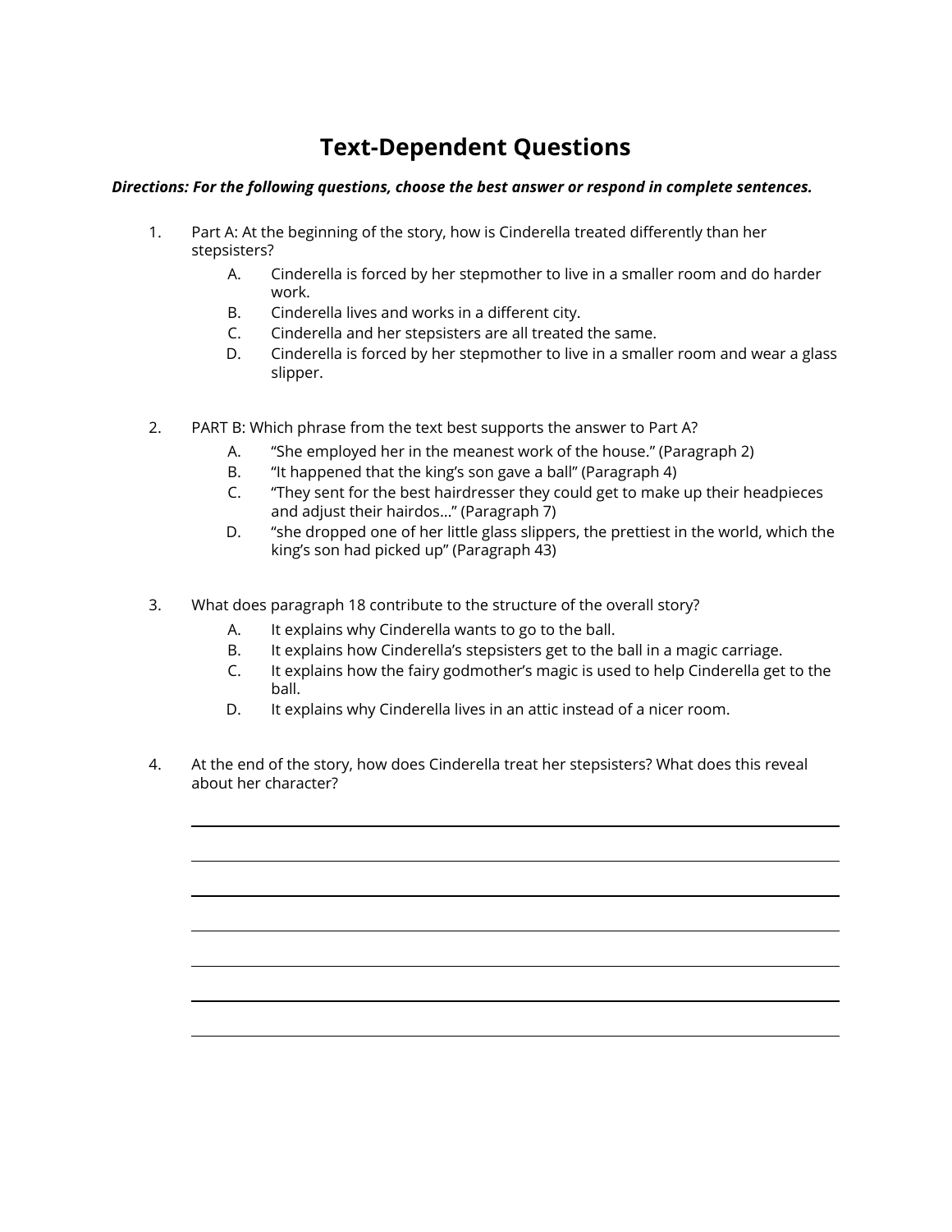# Text-Dependent Questions

***Directions: For the following questions, choose the best answer or respond in complete sentences.***

1. Part A: At the beginning of the story, how is Cinderella treated differently than her stepsisters?
   A. Cinderella is forced by her stepmother to live in a smaller room and do harder work.
   B. Cinderella lives and works in a different city.
   C. Cinderella and her stepsisters are all treated the same.
   D. Cinderella is forced by her stepmother to live in a smaller room and wear a glass slipper.

2. PART B: Which phrase from the text best supports the answer to Part A?
   A. "She employed her in the meanest work of the house." (Paragraph 2)
   B. "It happened that the king's son gave a ball" (Paragraph 4)
   C. "They sent for the best hairdresser they could get to make up their headpieces and adjust their hairdos..." (Paragraph 7)
   D. "she dropped one of her little glass slippers, the prettiest in the world, which the king's son had picked up" (Paragraph 43)

3. What does paragraph 18 contribute to the structure of the overall story?
   A. It explains why Cinderella wants to go to the ball.
   B. It explains how Cinderella's stepsisters get to the ball in a magic carriage.
   C. It explains how the fairy godmother's magic is used to help Cinderella get to the ball.
   D. It explains why Cinderella lives in an attic instead of a nicer room.

4. At the end of the story, how does Cinderella treat her stepsisters? What does this reveal about her character?

______________________________________________________________________

______________________________________________________________________

______________________________________________________________________

______________________________________________________________________

______________________________________________________________________

______________________________________________________________________

______________________________________________________________________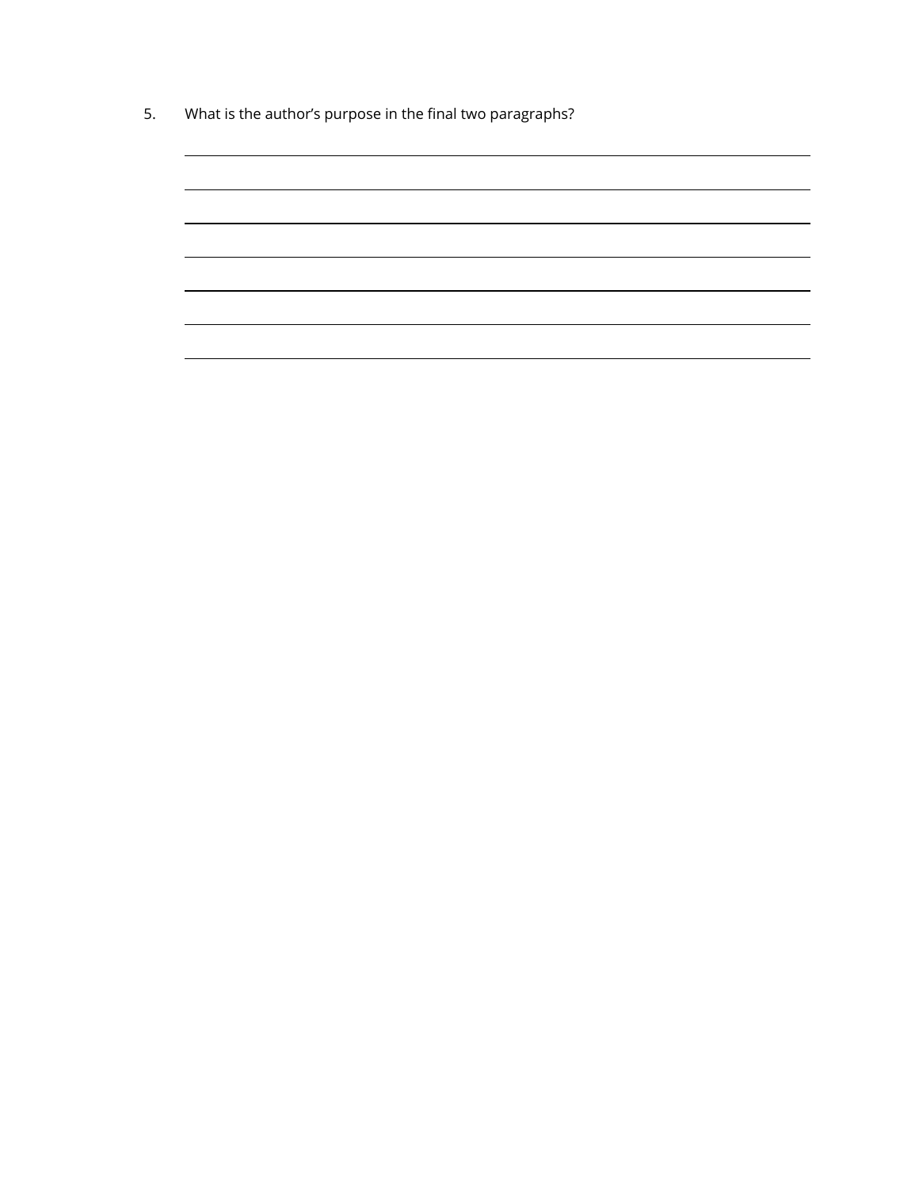5. What is the author's purpose in the final two paragraphs?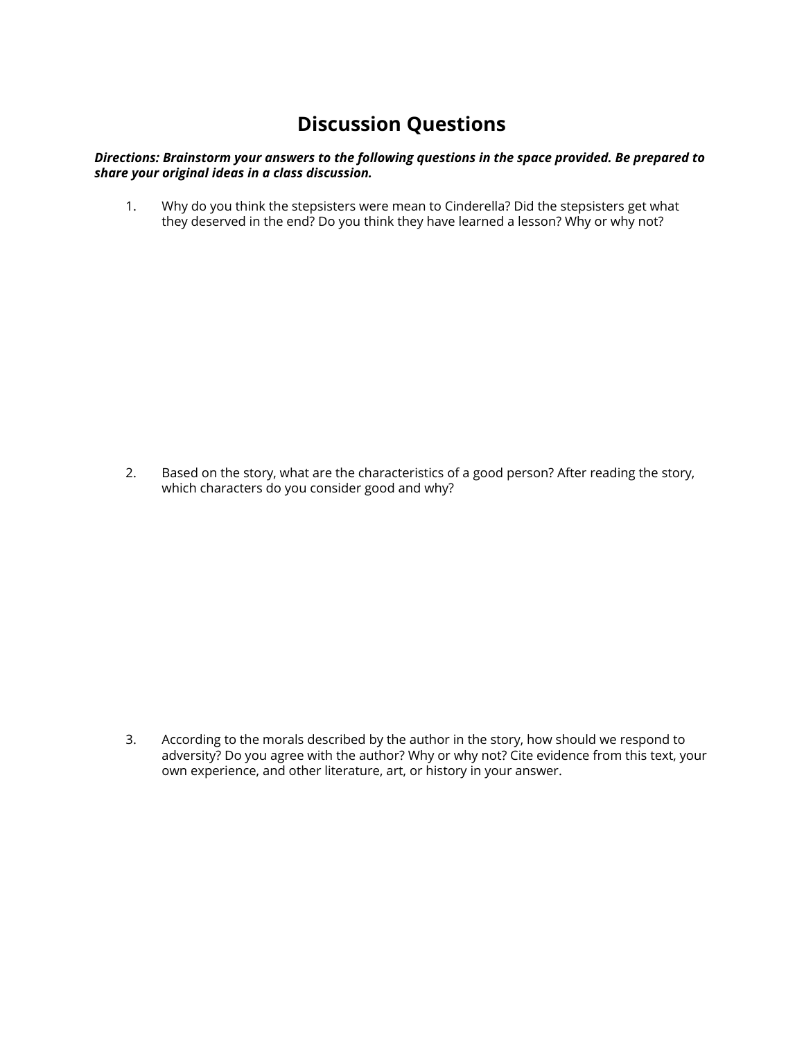# Discussion Questions

***Directions: Brainstorm your answers to the following questions in the space provided. Be prepared to share your original ideas in a class discussion.***

1. Why do you think the stepsisters were mean to Cinderella? Did the stepsisters get what they deserved in the end? Do you think they have learned a lesson? Why or why not?

2. Based on the story, what are the characteristics of a good person? After reading the story, which characters do you consider good and why?

3. According to the morals described by the author in the story, how should we respond to adversity? Do you agree with the author? Why or why not? Cite evidence from this text, your own experience, and other literature, art, or history in your answer.